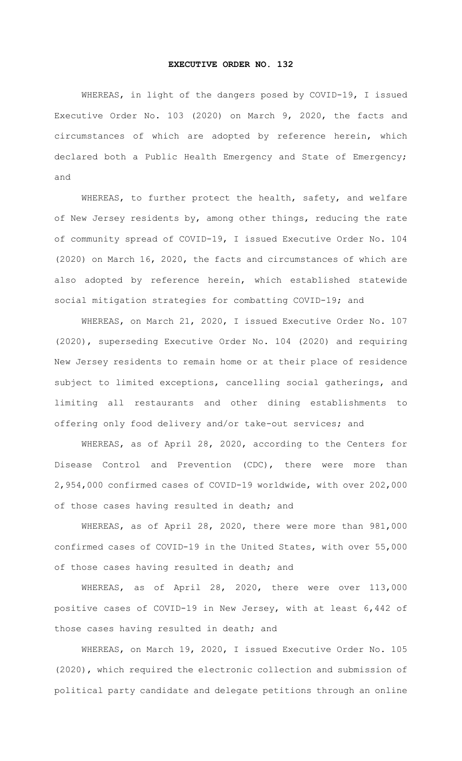# EXECUTIVE ORDER NO. 132

WHEREAS, in light of the dangers posed by COVID-19, I issued Executive Order No. 103 (2020) on March 9, 2020, the facts and circumstances of which are adopted by reference herein, which declared both a Public Health Emergency and State of Emergency; and

WHEREAS, to further protect the health, safety, and welfare of New Jersey residents by, among other things, reducing the rate of community spread of COVID-19, I issued Executive Order No. 104 (2020) on March 16, 2020, the facts and circumstances of which are also adopted by reference herein, which established statewide social mitigation strategies for combatting COVID-19; and

WHEREAS, on March 21, 2020, I issued Executive Order No. 107 (2020), superseding Executive Order No. 104 (2020) and requiring New Jersey residents to remain home or at their place of residence subject to limited exceptions, cancelling social gatherings, and limiting all restaurants and other dining establishments to offering only food delivery and/or take-out services; and

WHEREAS, as of April 28, 2020, according to the Centers for Disease Control and Prevention (CDC), there were more than 2,954,000 confirmed cases of COVID-19 worldwide, with over 202,000 of those cases having resulted in death; and

WHEREAS, as of April 28, 2020, there were more than 981,000 confirmed cases of COVID-19 in the United States, with over 55,000 of those cases having resulted in death; and

WHEREAS, as of April 28, 2020, there were over 113,000 positive cases of COVID-19 in New Jersey, with at least 6,442 of those cases having resulted in death; and

WHEREAS, on March 19, 2020, I issued Executive Order No. 105 (2020), which required the electronic collection and submission of political party candidate and delegate petitions through an online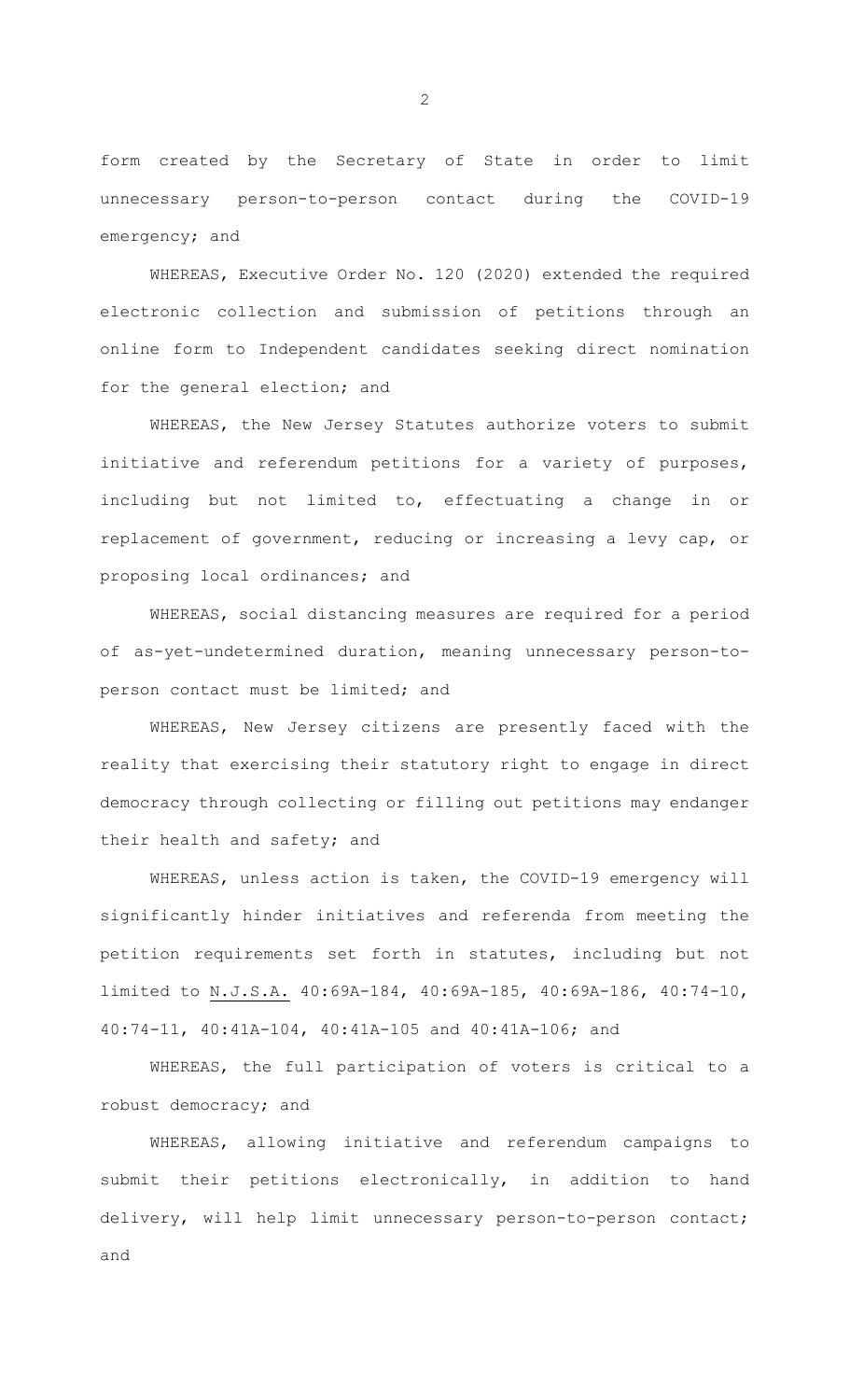form created by the Secretary of State in order to limit unnecessary person-to-person contact during the COVID-19 emergency; and

WHEREAS, Executive Order No. 120 (2020) extended the required electronic collection and submission of petitions through an online form to Independent candidates seeking direct nomination for the general election; and

WHEREAS, the New Jersey Statutes authorize voters to submit initiative and referendum petitions for a variety of purposes, including but not limited to, effectuating a change in or replacement of government, reducing or increasing a levy cap, or proposing local ordinances; and

WHEREAS, social distancing measures are required for a period of as-yet-undetermined duration, meaning unnecessary person-to-person contact must be limited; and

WHEREAS, New Jersey citizens are presently faced with the reality that exercising their statutory right to engage in direct democracy through collecting or filling out petitions may endanger their health and safety; and

WHEREAS, unless action is taken, the COVID-19 emergency will significantly hinder initiatives and referenda from meeting the petition requirements set forth in statutes, including but not limited to N.J.S.A. 40:69A-184, 40:69A-185, 40:69A-186, 40:74-10, 40:74-11, 40:41A-104, 40:41A-105 and 40:41A-106; and

WHEREAS, the full participation of voters is critical to a robust democracy; and

WHEREAS, allowing initiative and referendum campaigns to submit their petitions electronically, in addition to hand delivery, will help limit unnecessary person-to-person contact; and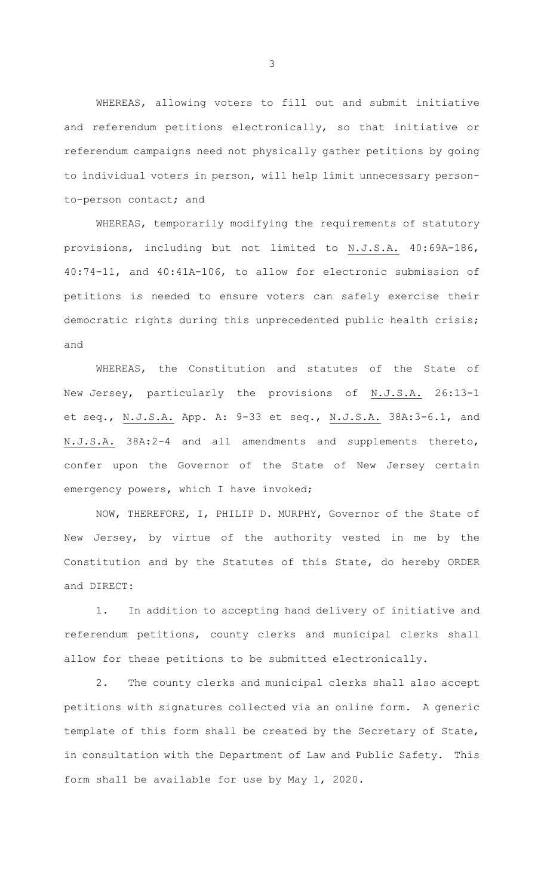WHEREAS, allowing voters to fill out and submit initiative and referendum petitions electronically, so that initiative or referendum campaigns need not physically gather petitions by going to individual voters in person, will help limit unnecessary person-to-person contact; and

WHEREAS, temporarily modifying the requirements of statutory provisions, including but not limited to N.J.S.A. 40:69A-186, 40:74-11, and 40:41A-106, to allow for electronic submission of petitions is needed to ensure voters can safely exercise their democratic rights during this unprecedented public health crisis; and

WHEREAS, the Constitution and statutes of the State of New Jersey, particularly the provisions of N.J.S.A. 26:13-1 et seq., N.J.S.A. App. A: 9-33 et seq., N.J.S.A. 38A:3-6.1, and N.J.S.A. 38A:2-4 and all amendments and supplements thereto, confer upon the Governor of the State of New Jersey certain emergency powers, which I have invoked;

NOW, THEREFORE, I, PHILIP D. MURPHY, Governor of the State of New Jersey, by virtue of the authority vested in me by the Constitution and by the Statutes of this State, do hereby ORDER and DIRECT:

1. In addition to accepting hand delivery of initiative and referendum petitions, county clerks and municipal clerks shall allow for these petitions to be submitted electronically.

2. The county clerks and municipal clerks shall also accept petitions with signatures collected via an online form. A generic template of this form shall be created by the Secretary of State, in consultation with the Department of Law and Public Safety. This form shall be available for use by May 1, 2020.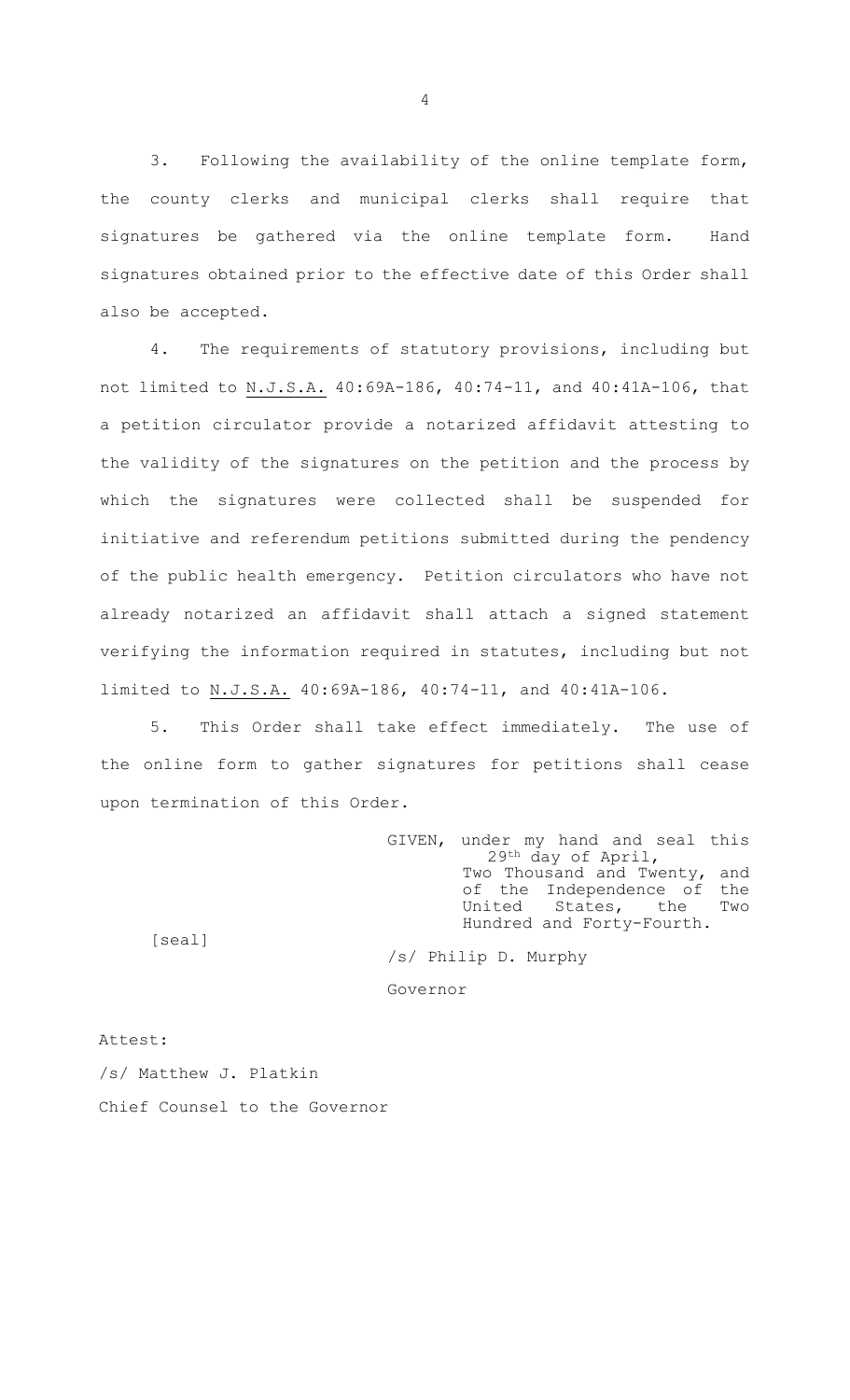3. Following the availability of the online template form, the county clerks and municipal clerks shall require that signatures be gathered via the online template form. Hand signatures obtained prior to the effective date of this Order shall also be accepted.

4. The requirements of statutory provisions, including but not limited to N.J.S.A. 40:69A-186, 40:74-11, and 40:41A-106, that a petition circulator provide a notarized affidavit attesting to the validity of the signatures on the petition and the process by which the signatures were collected shall be suspended for initiative and referendum petitions submitted during the pendency of the public health emergency. Petition circulators who have not already notarized an affidavit shall attach a signed statement verifying the information required in statutes, including but not limited to N.J.S.A. 40:69A-186, 40:74-11, and 40:41A-106.

5. This Order shall take effect immediately. The use of the online form to gather signatures for petitions shall cease upon termination of this Order.

GIVEN, under my hand and seal this 29th day of April, Two Thousand and Twenty, and of the Independence of the United States, the Two Hundred and Forty-Fourth.

[seal]

/s/ Philip D. Murphy

Governor

Attest:

/s/ Matthew J. Platkin

Chief Counsel to the Governor